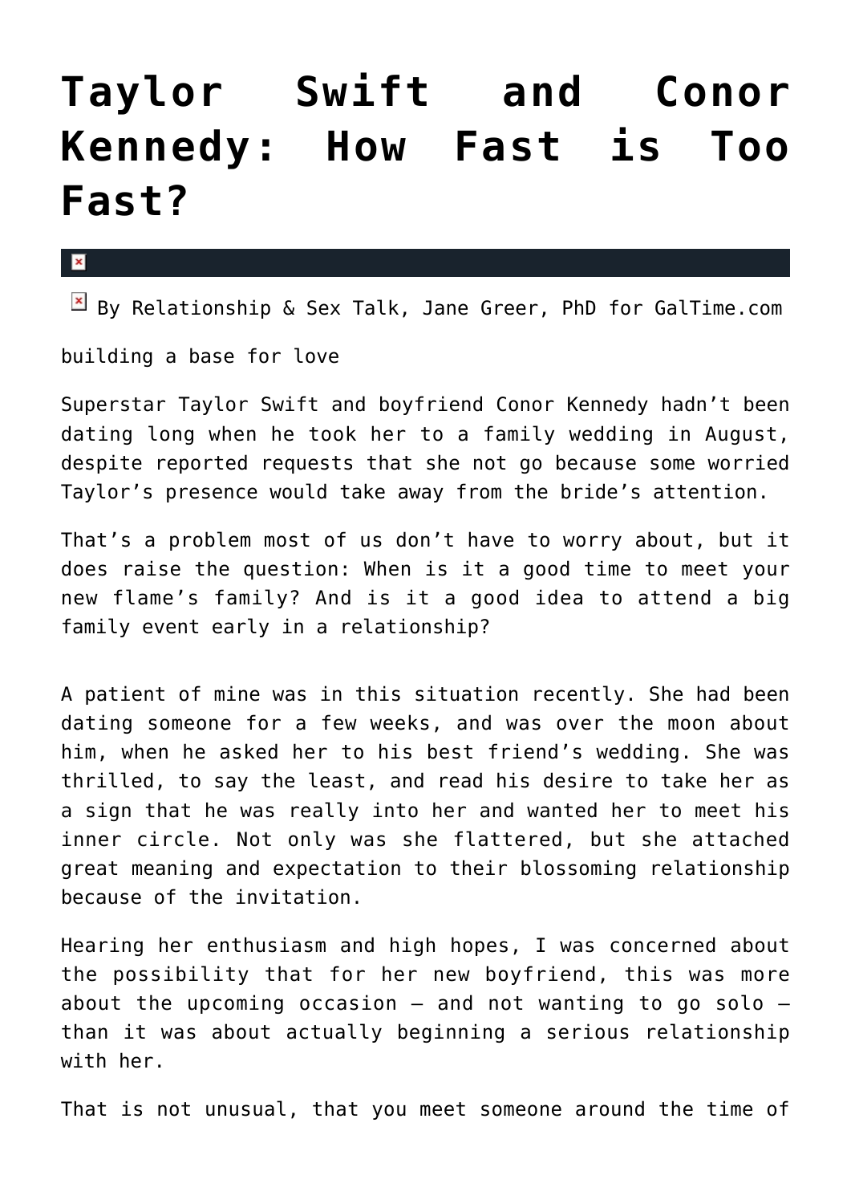# Taylor Swift and Conor Kennedy: How Fast is Too Fast?

By Relationship & Sex Talk, Jane Greer, PhD for GalTime.com

building a base for love

Superstar Taylor Swift and boyfriend Conor Kennedy hadn't been dating long when he took her to a family wedding in August, despite reported requests that she not go because some worried Taylor's presence would take away from the bride's attention.

That's a problem most of us don't have to worry about, but it does raise the question: When is it a good time to meet your new flame's family? And is it a good idea to attend a big family event early in a relationship?

A patient of mine was in this situation recently. She had been dating someone for a few weeks, and was over the moon about him, when he asked her to his best friend's wedding. She was thrilled, to say the least, and read his desire to take her as a sign that he was really into her and wanted her to meet his inner circle. Not only was she flattered, but she attached great meaning and expectation to their blossoming relationship because of the invitation.

Hearing her enthusiasm and high hopes, I was concerned about the possibility that for her new boyfriend, this was more about the upcoming occasion – and not wanting to go solo – than it was about actually beginning a serious relationship with her.

That is not unusual, that you meet someone around the time of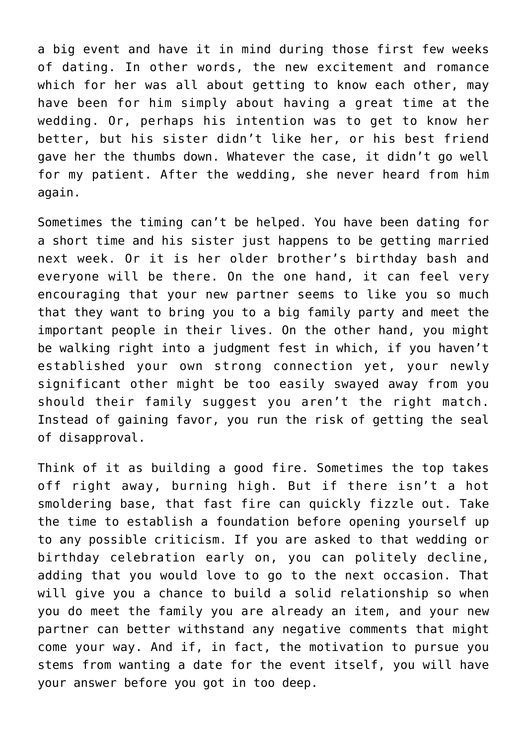a big event and have it in mind during those first few weeks of dating. In other words, the new excitement and romance which for her was all about getting to know each other, may have been for him simply about having a great time at the wedding. Or, perhaps his intention was to get to know her better, but his sister didn't like her, or his best friend gave her the thumbs down. Whatever the case, it didn't go well for my patient. After the wedding, she never heard from him again.

Sometimes the timing can't be helped. You have been dating for a short time and his sister just happens to be getting married next week. Or it is her older brother's birthday bash and everyone will be there. On the one hand, it can feel very encouraging that your new partner seems to like you so much that they want to bring you to a big family party and meet the important people in their lives. On the other hand, you might be walking right into a judgment fest in which, if you haven't established your own strong connection yet, your newly significant other might be too easily swayed away from you should their family suggest you aren't the right match. Instead of gaining favor, you run the risk of getting the seal of disapproval.

Think of it as building a good fire. Sometimes the top takes off right away, burning high. But if there isn't a hot smoldering base, that fast fire can quickly fizzle out. Take the time to establish a foundation before opening yourself up to any possible criticism. If you are asked to that wedding or birthday celebration early on, you can politely decline, adding that you would love to go to the next occasion. That will give you a chance to build a solid relationship so when you do meet the family you are already an item, and your new partner can better withstand any negative comments that might come your way. And if, in fact, the motivation to pursue you stems from wanting a date for the event itself, you will have your answer before you got in too deep.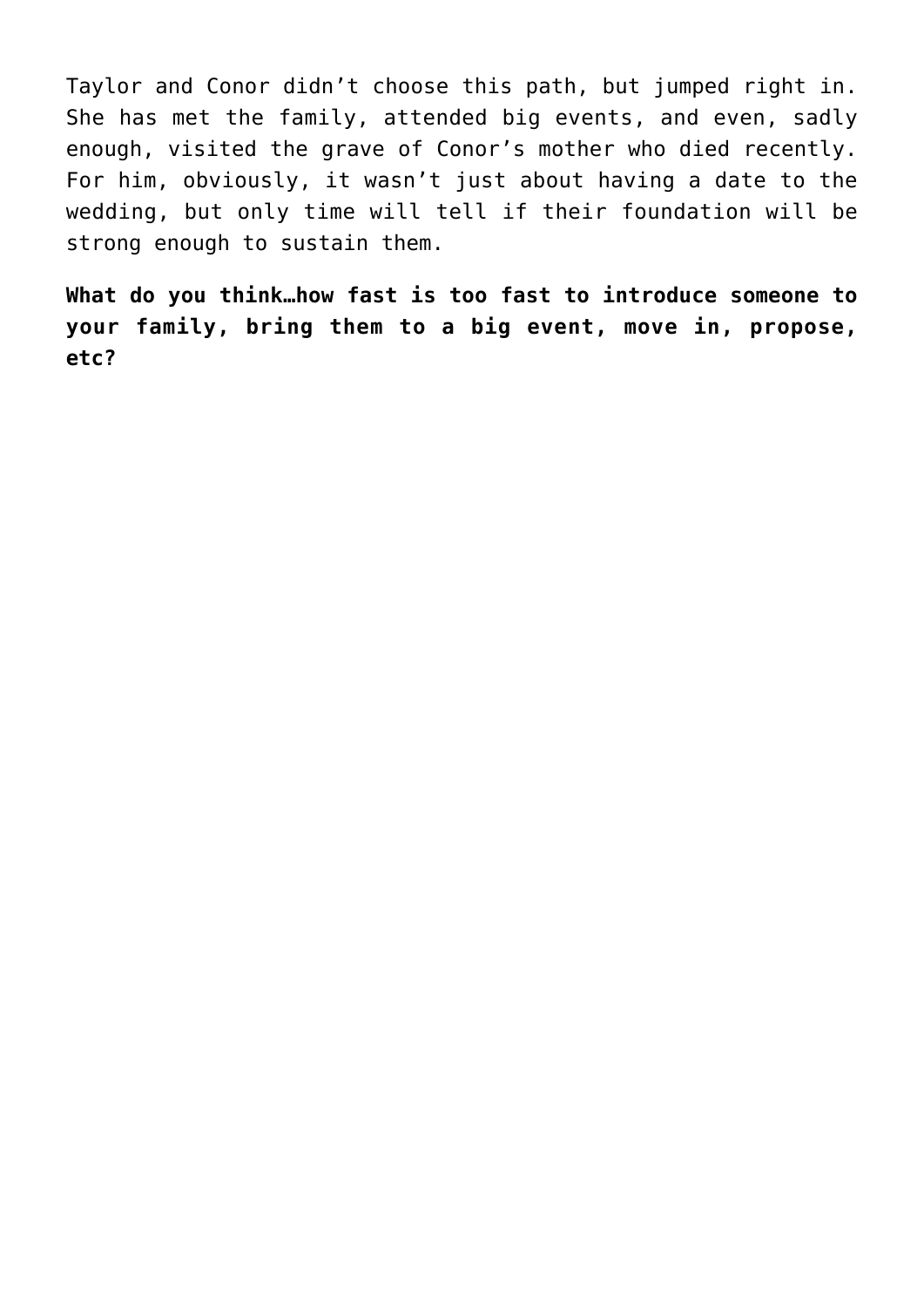Taylor and Conor didn't choose this path, but jumped right in. She has met the family, attended big events, and even, sadly enough, visited the grave of Conor's mother who died recently. For him, obviously, it wasn't just about having a date to the wedding, but only time will tell if their foundation will be strong enough to sustain them.

**What do you think…how fast is too fast to introduce someone to your family, bring them to a big event, move in, propose, etc?**